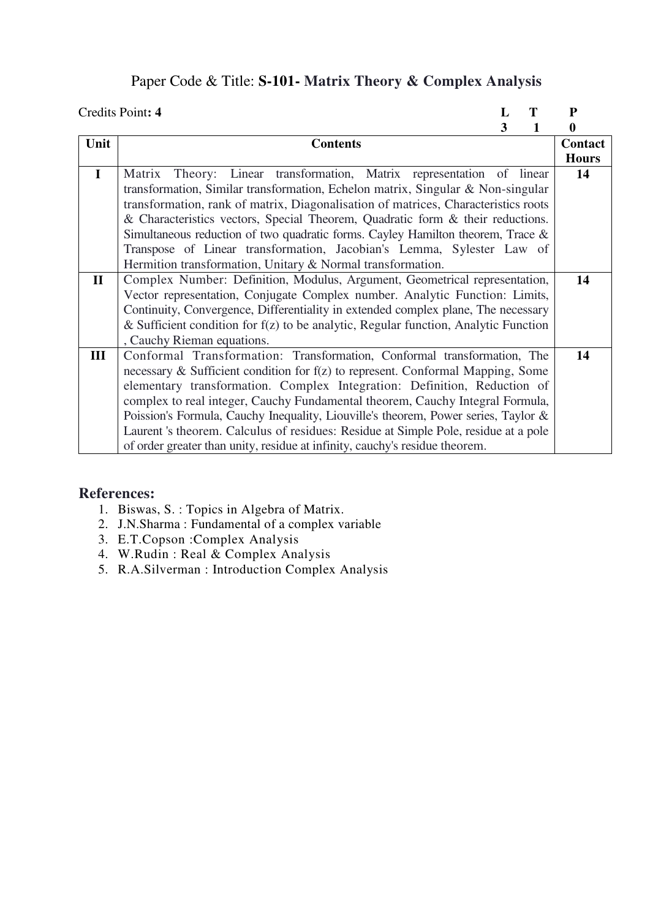# Paper Code & Title: **S-101- Matrix Theory & Complex Analysis**

Credits Point**: 4**

| L | T | P |
|---|---|---|
| 3 | 1 | 0 |

| Unit | Contents | Contact Hours |
|---|---|---|
| **I** | Matrix Theory: Linear transformation, Matrix representation of linear transformation, Similar transformation, Echelon matrix, Singular & Non-singular transformation, rank of matrix, Diagonalisation of matrices, Characteristics roots & Characteristics vectors, Special Theorem, Quadratic form & their reductions. Simultaneous reduction of two quadratic forms. Cayley Hamilton theorem, Trace & Transpose of Linear transformation, Jacobian's Lemma, Sylester Law of Hermition transformation, Unitary & Normal transformation. | **14** |
| **II** | Complex Number: Definition, Modulus, Argument, Geometrical representation, Vector representation, Conjugate Complex number. Analytic Function: Limits, Continuity, Convergence, Differentiality in extended complex plane, The necessary & Sufficient condition for f(z) to be analytic, Regular function, Analytic Function , Cauchy Rieman equations. | **14** |
| **III** | Conformal Transformation: Transformation, Conformal transformation, The necessary & Sufficient condition for f(z) to represent. Conformal Mapping, Some elementary transformation. Complex Integration: Definition, Reduction of complex to real integer, Cauchy Fundamental theorem, Cauchy Integral Formula, Poission's Formula, Cauchy Inequality, Liouville's theorem, Power series, Taylor & Laurent 's theorem. Calculus of residues: Residue at Simple Pole, residue at a pole of order greater than unity, residue at infinity, cauchy's residue theorem. | **14** |

## References:

1. Biswas, S. : Topics in Algebra of Matrix.
2. J.N.Sharma : Fundamental of a complex variable
3. E.T.Copson :Complex Analysis
4. W.Rudin : Real & Complex Analysis
5. R.A.Silverman : Introduction Complex Analysis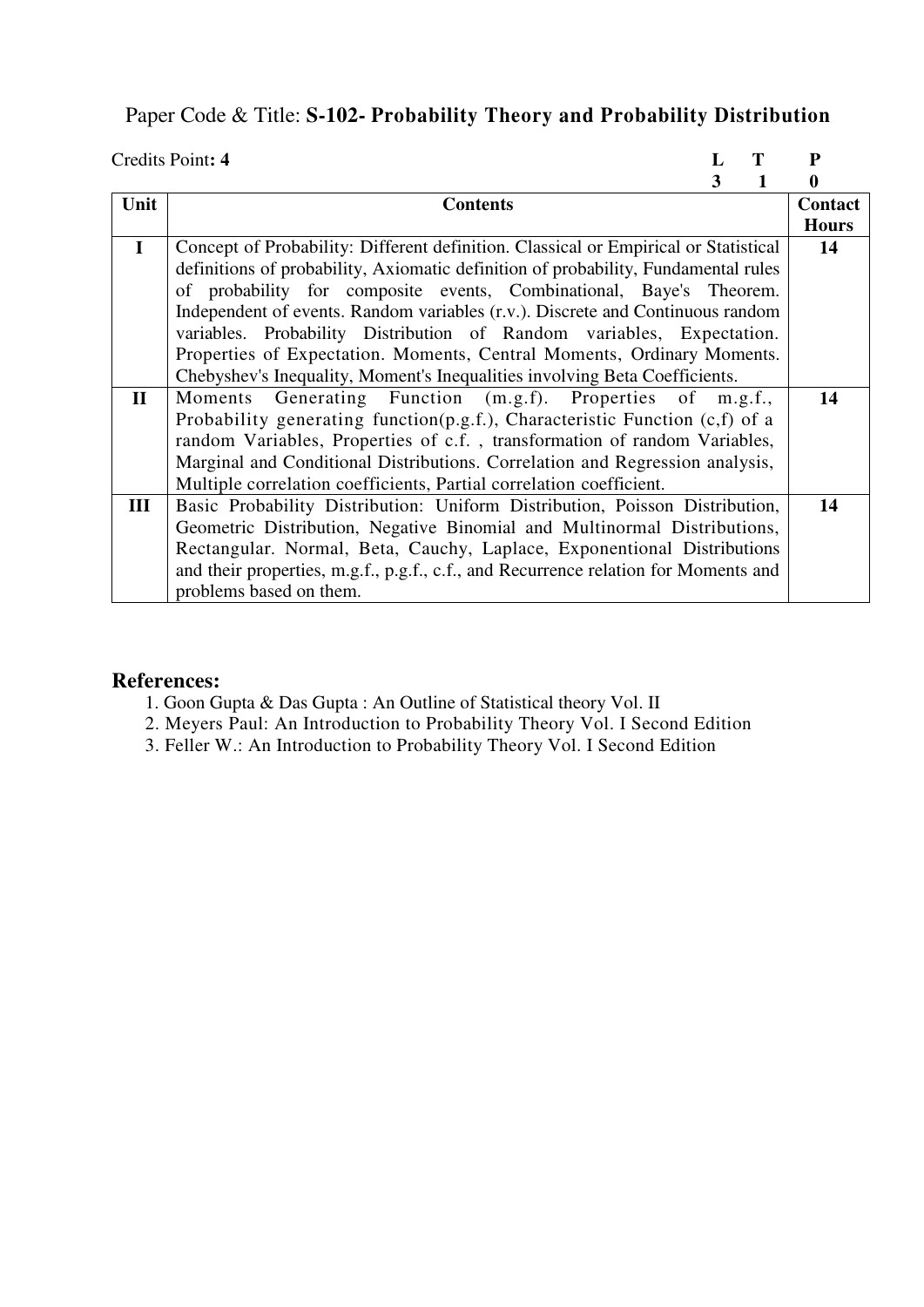Paper Code & Title: **S-102- Probability Theory and Probability Distribution**

Credits Point**: 4**

| L | T | P |
|---|---|---|
| 3 | 1 | 0 |

| Unit | Contents | Contact Hours |
|---|---|---|
| I | Concept of Probability: Different definition. Classical or Empirical or Statistical definitions of probability, Axiomatic definition of probability, Fundamental rules of probability for composite events, Combinational, Baye's Theorem. Independent of events. Random variables (r.v.). Discrete and Continuous random variables. Probability Distribution of Random variables, Expectation. Properties of Expectation. Moments, Central Moments, Ordinary Moments. Chebyshev's Inequality, Moment's Inequalities involving Beta Coefficients. | 14 |
| II | Moments Generating Function (m.g.f). Properties of m.g.f., Probability generating function(p.g.f.), Characteristic Function (c,f) of a random Variables, Properties of c.f. , transformation of random Variables, Marginal and Conditional Distributions. Correlation and Regression analysis, Multiple correlation coefficients, Partial correlation coefficient. | 14 |
| III | Basic Probability Distribution: Uniform Distribution, Poisson Distribution, Geometric Distribution, Negative Binomial and Multinormal Distributions, Rectangular. Normal, Beta, Cauchy, Laplace, Exponentional Distributions and their properties, m.g.f., p.g.f., c.f., and Recurrence relation for Moments and problems based on them. | 14 |

## References:

1. Goon Gupta & Das Gupta : An Outline of Statistical theory Vol. II
2. Meyers Paul: An Introduction to Probability Theory Vol. I Second Edition
3. Feller W.: An Introduction to Probability Theory Vol. I Second Edition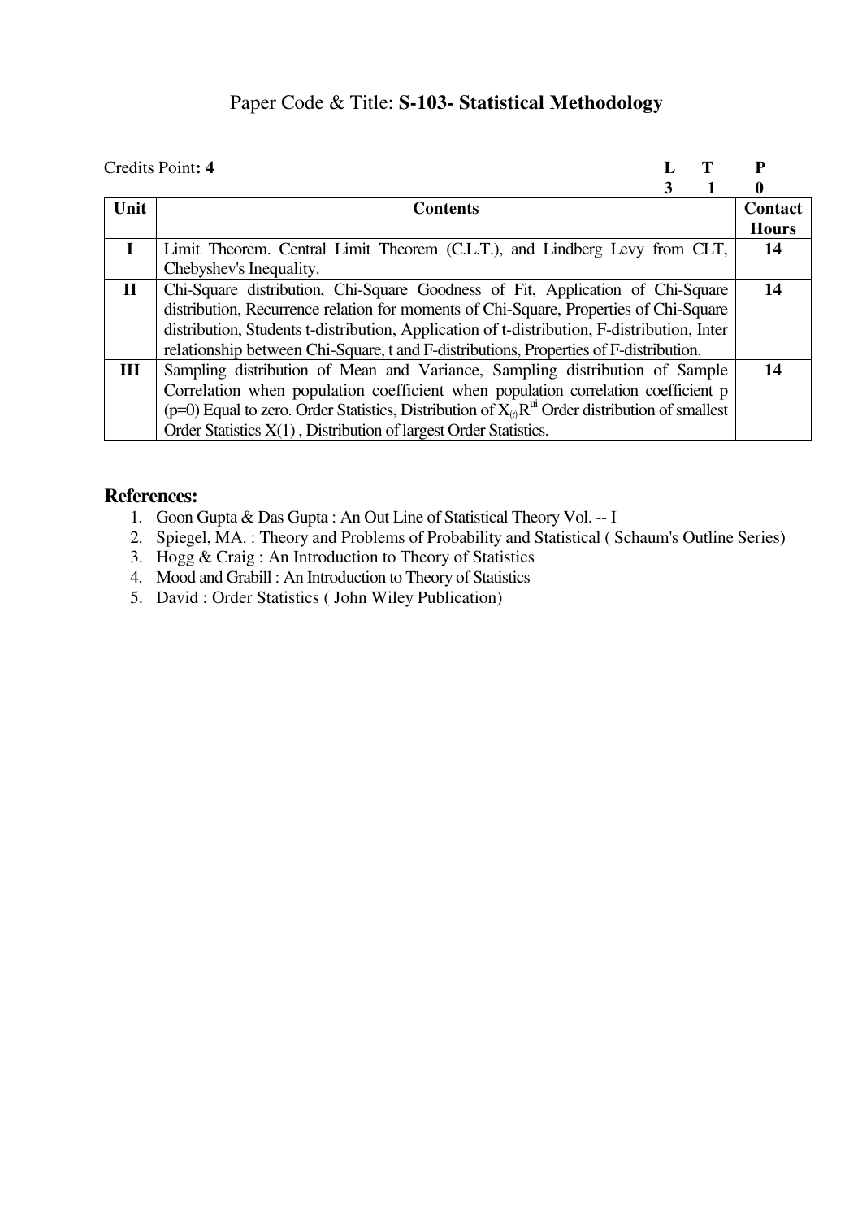# Paper Code & Title: **S-103- Statistical Methodology**

Credits Point**: 4**

| L | T | P |
|---|---|---|
| 3 | 1 | 0 |

| Unit | Contents | Contact Hours |
|---|---|---|
| **I** | Limit Theorem. Central Limit Theorem (C.L.T.), and Lindberg Levy from CLT, Chebyshev's Inequality. | **14** |
| **II** | Chi-Square distribution, Chi-Square Goodness of Fit, Application of Chi-Square distribution, Recurrence relation for moments of Chi-Square, Properties of Chi-Square distribution, Students t-distribution, Application of t-distribution, F-distribution, Inter relationship between Chi-Square, t and F-distributions, Properties of F-distribution. | **14** |
| **III** | Sampling distribution of Mean and Variance, Sampling distribution of Sample Correlation when population coefficient when population correlation coefficient p (p=0) Equal to zero. Order Statistics, Distribution of $X_{(r)}R^{ui}$ Order distribution of smallest Order Statistics X(1) , Distribution of largest Order Statistics. | **14** |

## References:

1. Goon Gupta & Das Gupta : An Out Line of Statistical Theory Vol. -- I
2. Spiegel, MA. : Theory and Problems of Probability and Statistical ( Schaum's Outline Series)
3. Hogg & Craig : An Introduction to Theory of Statistics
4. Mood and Grabill : An Introduction to Theory of Statistics
5. David : Order Statistics ( John Wiley Publication)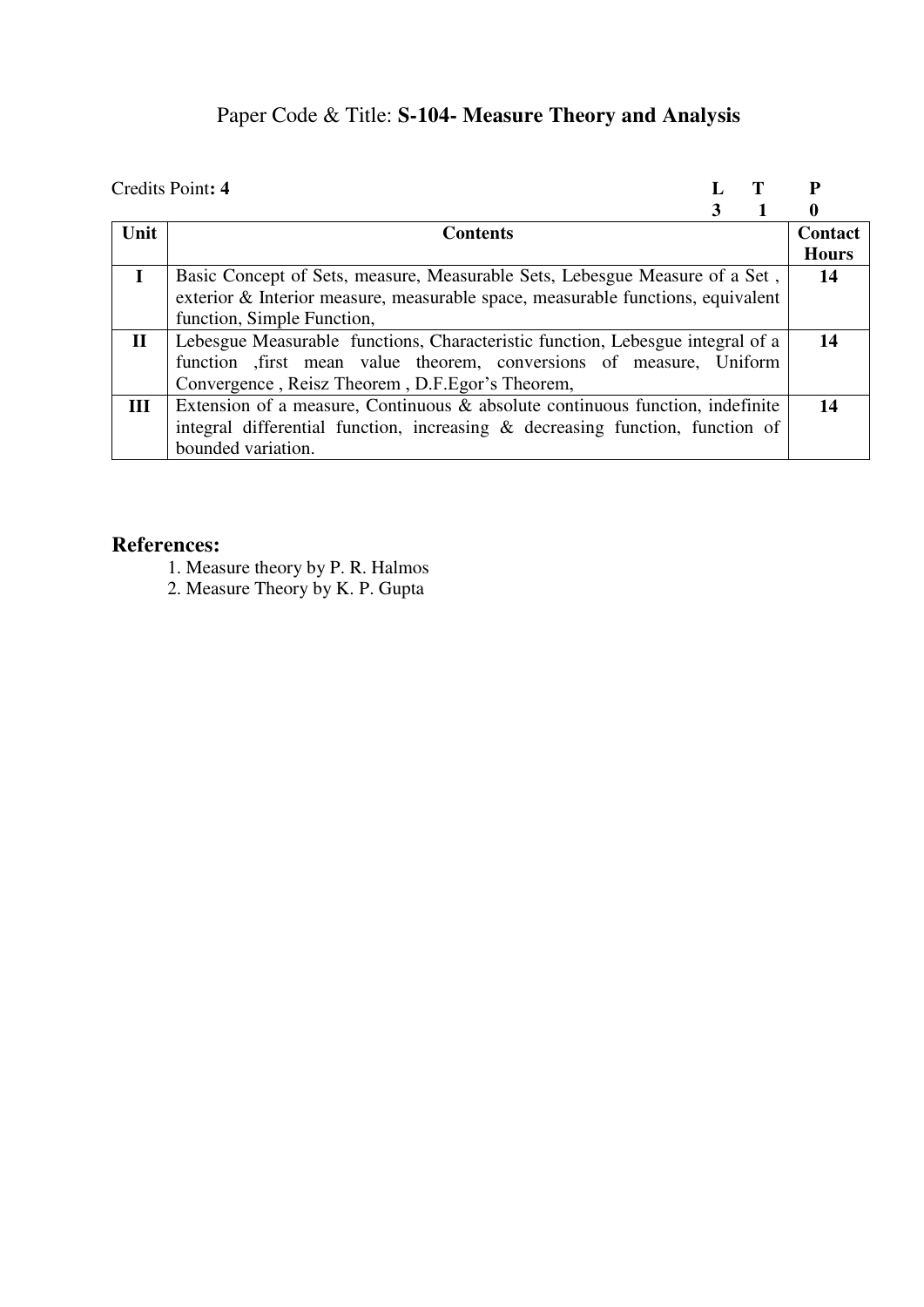## Paper Code & Title: **S-104- Measure Theory and Analysis**

| Credits Point**: 4** | L | T | P |
|---|---|---|---|
| | 3 | 1 | 0 |

| Unit | Contents | Contact Hours |
|---|---|---|
| **I** | Basic Concept of Sets, measure, Measurable Sets, Lebesgue Measure of a Set , exterior & Interior measure, measurable space, measurable functions, equivalent function, Simple Function, | **14** |
| **II** | Lebesgue Measurable functions, Characteristic function, Lebesgue integral of a function ,first mean value theorem, conversions of measure, Uniform Convergence , Reisz Theorem , D.F.Egor's Theorem, | **14** |
| **III** | Extension of a measure, Continuous & absolute continuous function, indefinite integral differential function, increasing & decreasing function, function of bounded variation. | **14** |

### References:

1. Measure theory by P. R. Halmos
2. Measure Theory by K. P. Gupta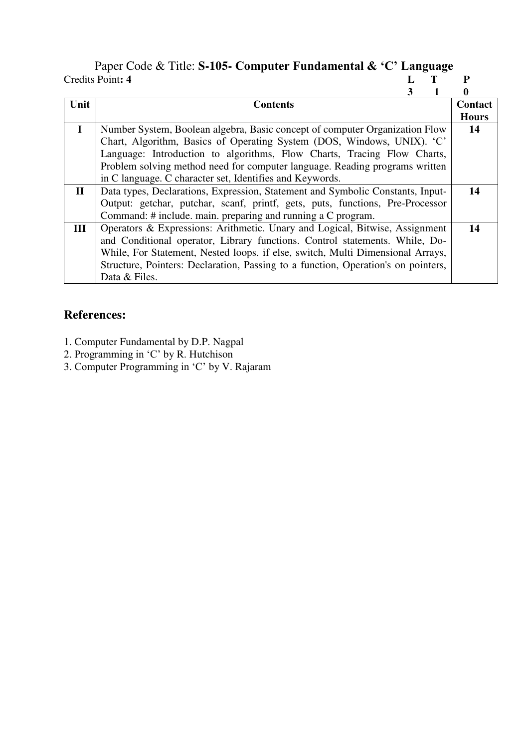Paper Code & Title: **S-105- Computer Fundamental & 'C' Language**

Credits Point**: 4**

| L | T | P |
|---|---|---|
| 3 | 1 | 0 |

| Unit | Contents | Contact Hours |
|---|---|---|
| I | Number System, Boolean algebra, Basic concept of computer Organization Flow Chart, Algorithm, Basics of Operating System (DOS, Windows, UNIX). 'C' Language: Introduction to algorithms, Flow Charts, Tracing Flow Charts, Problem solving method need for computer language. Reading programs written in C language. C character set, Identifies and Keywords. | 14 |
| II | Data types, Declarations, Expression, Statement and Symbolic Constants, Input-Output: getchar, putchar, scanf, printf, gets, puts, functions, Pre-Processor Command: # include. main. preparing and running a C program. | 14 |
| III | Operators & Expressions: Arithmetic. Unary and Logical, Bitwise, Assignment and Conditional operator, Library functions. Control statements. While, Do-While, For Statement, Nested loops. if else, switch, Multi Dimensional Arrays, Structure, Pointers: Declaration, Passing to a function, Operation's on pointers, Data & Files. | 14 |

## References:

1. Computer Fundamental by D.P. Nagpal
2. Programming in 'C' by R. Hutchison
3. Computer Programming in 'C' by V. Rajaram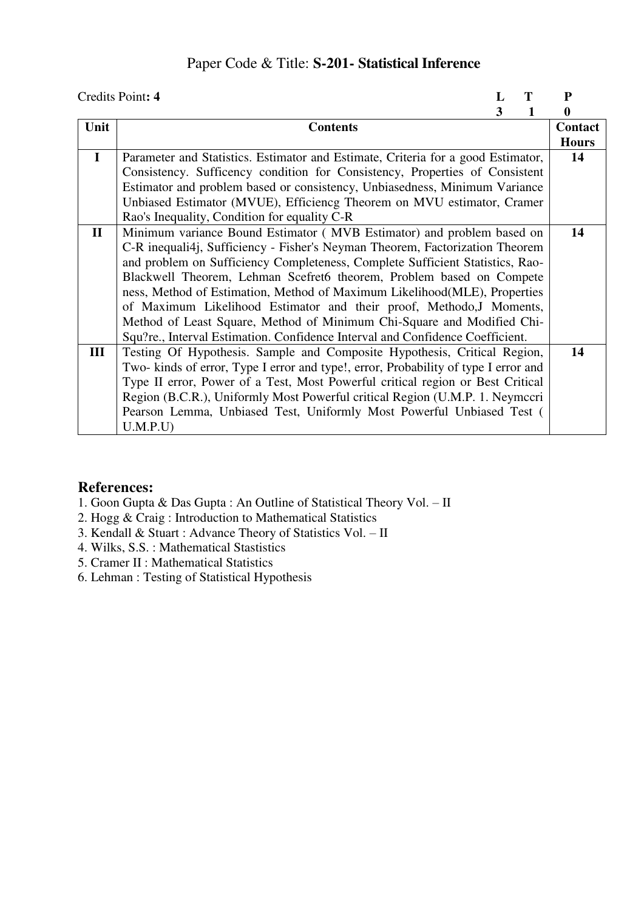# Paper Code & Title: **S-201- Statistical Inference**

Credits Point**: 4**

| L | T | P |
|---|---|---|
| 3 | 1 | 0 |

| Unit | Contents | Contact Hours |
|---|---|---|
| **I** | Parameter and Statistics. Estimator and Estimate, Criteria for a good Estimator, Consistency. Sufficency condition for Consistency, Properties of Consistent Estimator and problem based or consistency, Unbiasedness, Minimum Variance Unbiased Estimator (MVUE), Efficiencg Theorem on MVU estimator, Cramer Rao's Inequality, Condition for equality C-R | **14** |
| **II** | Minimum variance Bound Estimator ( MVB Estimator) and problem based on C-R inequali4j, Sufficiency - Fisher's Neyman Theorem, Factorization Theorem and problem on Sufficiency Completeness, Complete Sufficient Statistics, Rao-Blackwell Theorem, Lehman Scefret6 theorem, Problem based on Compete ness, Method of Estimation, Method of Maximum Likelihood(MLE), Properties of Maximum Likelihood Estimator and their proof, Methodo,J Moments, Method of Least Square, Method of Minimum Chi-Square and Modified Chi-Squ?re., Interval Estimation. Confidence Interval and Confidence Coefficient. | **14** |
| **III** | Testing Of Hypothesis. Sample and Composite Hypothesis, Critical Region, Two- kinds of error, Type I error and type!, error, Probability of type I error and Type II error, Power of a Test, Most Powerful critical region or Best Critical Region (B.C.R.), Uniformly Most Powerful critical Region (U.M.P. 1. Neymccri Pearson Lemma, Unbiased Test, Uniformly Most Powerful Unbiased Test ( U.M.P.U) | **14** |

## References:

1. Goon Gupta & Das Gupta : An Outline of Statistical Theory Vol. – II
2. Hogg & Craig : Introduction to Mathematical Statistics
3. Kendall & Stuart : Advance Theory of Statistics Vol. – II
4. Wilks, S.S. : Mathematical Staststics
5. Cramer II : Mathematical Statistics
6. Lehman : Testing of Statistical Hypothesis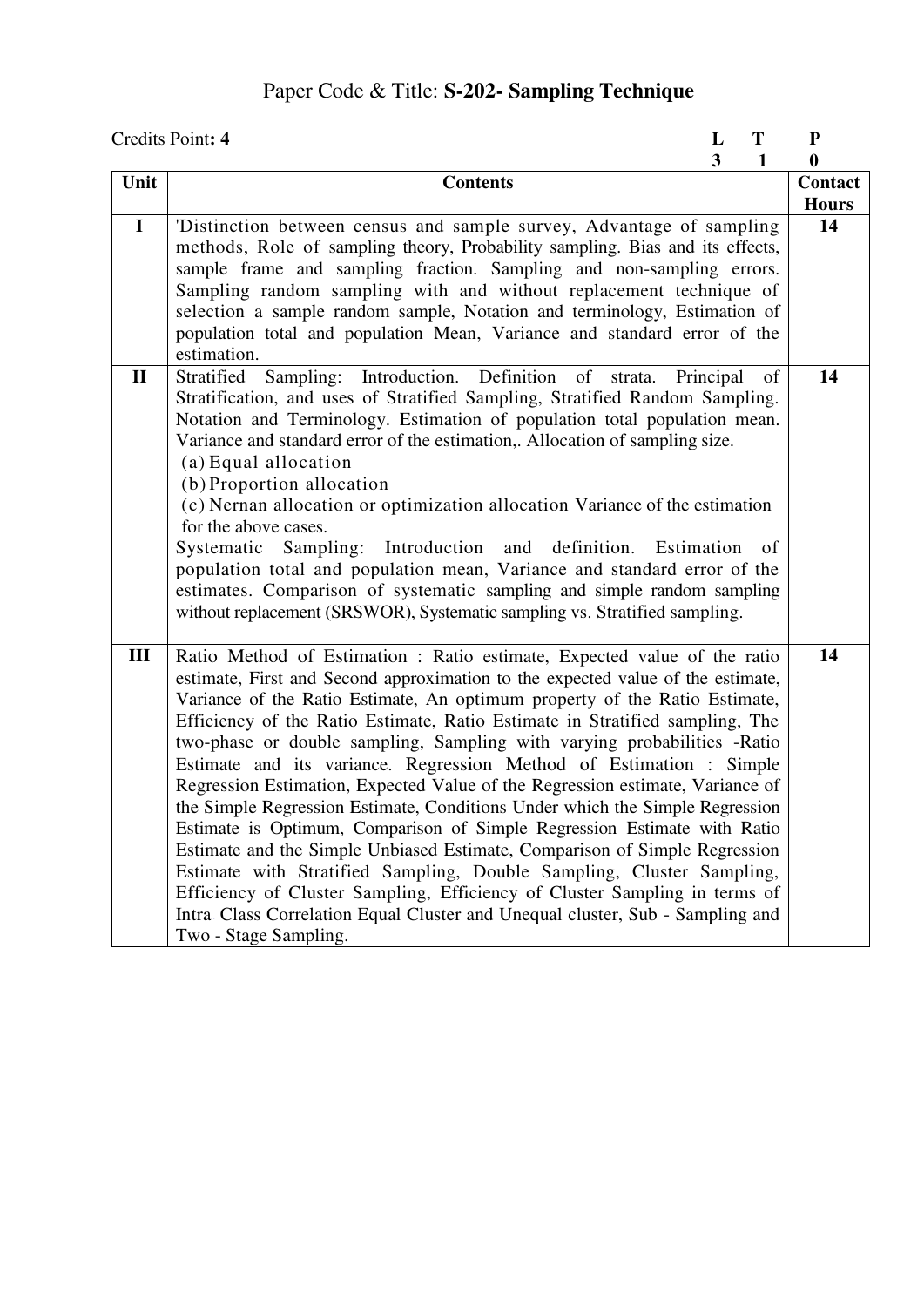Paper Code & Title: **S-202- Sampling Technique**

Credits Point**: 4**

| **L** | **T** | **P** |
|---|---|---|
| **3** | **1** | **0** |

| Unit | Contents | Contact Hours |
|---|---|---|
| **I** | 'Distinction between census and sample survey, Advantage of sampling methods, Role of sampling theory, Probability sampling. Bias and its effects, sample frame and sampling fraction. Sampling and non-sampling errors. Sampling random sampling with and without replacement technique of selection a sample random sample, Notation and terminology, Estimation of population total and population Mean, Variance and standard error of the estimation. | **14** |
| **II** | Stratified Sampling: Introduction. Definition of strata. Principal of Stratification, and uses of Stratified Sampling, Stratified Random Sampling. Notation and Terminology. Estimation of population total population mean. Variance and standard error of the estimation,. Allocation of sampling size. (a) Equal allocation (b) Proportion allocation (c) Nernan allocation or optimization allocation Variance of the estimation for the above cases. Systematic Sampling: Introduction and definition. Estimation of population total and population mean, Variance and standard error of the estimates. Comparison of systematic sampling and simple random sampling without replacement (SRSWOR), Systematic sampling vs. Stratified sampling. | **14** |
| **III** | Ratio Method of Estimation : Ratio estimate, Expected value of the ratio estimate, First and Second approximation to the expected value of the estimate, Variance of the Ratio Estimate, An optimum property of the Ratio Estimate, Efficiency of the Ratio Estimate, Ratio Estimate in Stratified sampling, The two-phase or double sampling, Sampling with varying probabilities -Ratio Estimate and its variance. Regression Method of Estimation : Simple Regression Estimation, Expected Value of the Regression estimate, Variance of the Simple Regression Estimate, Conditions Under which the Simple Regression Estimate is Optimum, Comparison of Simple Regression Estimate with Ratio Estimate and the Simple Unbiased Estimate, Comparison of Simple Regression Estimate with Stratified Sampling, Double Sampling, Cluster Sampling, Efficiency of Cluster Sampling, Efficiency of Cluster Sampling in terms of Intra Class Correlation Equal Cluster and Unequal cluster, Sub - Sampling and Two - Stage Sampling. | **14** |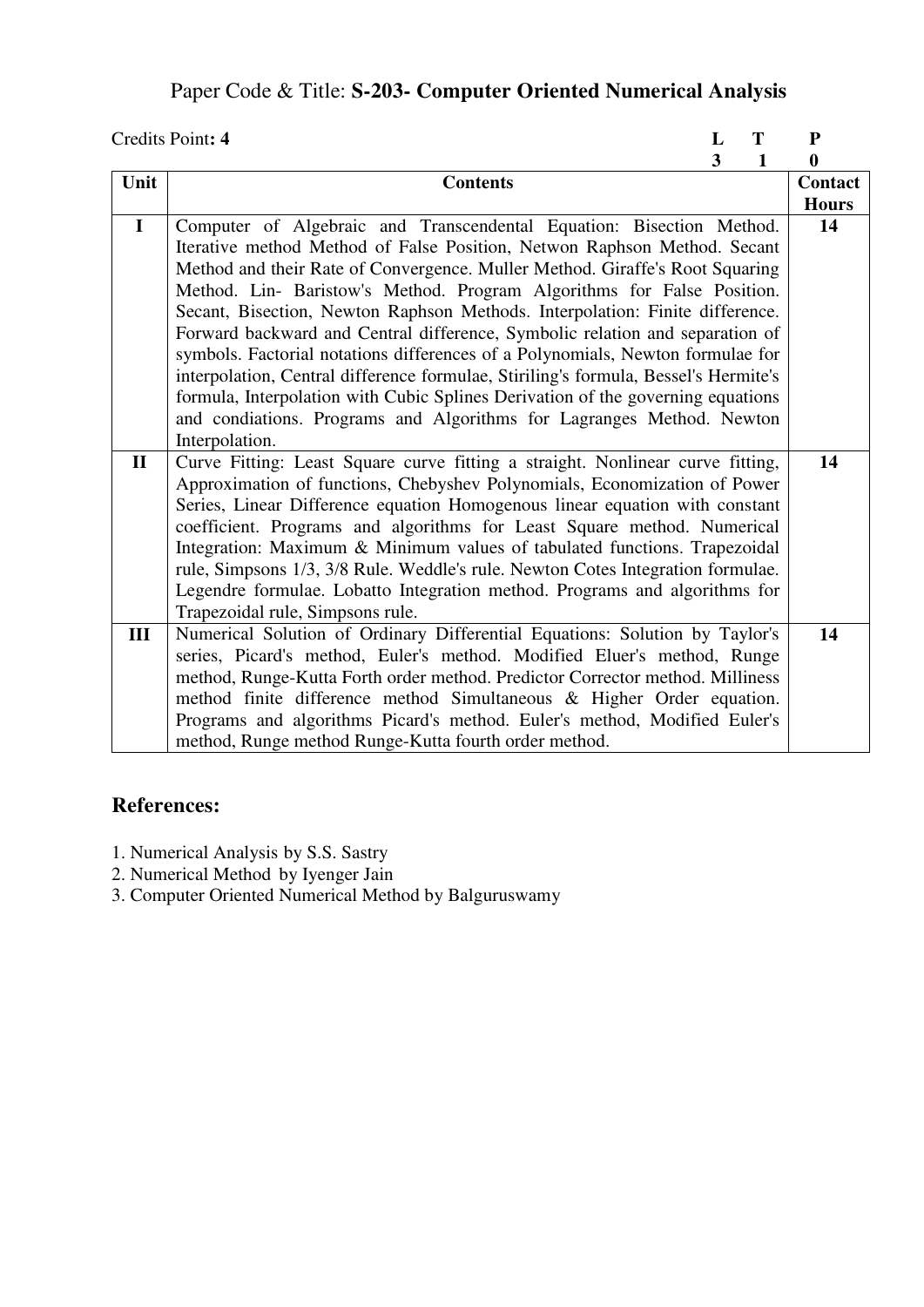Paper Code & Title: **S-203- Computer Oriented Numerical Analysis**

Credits Point**: 4**

| **L** | **T** | **P** |
|---|---|---|
| **3** | **1** | **0** |

| Unit | Contents | Contact Hours |
|---|---|---|
| **I** | Computer of Algebraic and Transcendental Equation: Bisection Method. Iterative method Method of False Position, Netwon Raphson Method. Secant Method and their Rate of Convergence. Muller Method. Giraffe's Root Squaring Method. Lin- Baristow's Method. Program Algorithms for False Position. Secant, Bisection, Newton Raphson Methods. Interpolation: Finite difference. Forward backward and Central difference, Symbolic relation and separation of symbols. Factorial notations differences of a Polynomials, Newton formulae for interpolation, Central difference formulae, Stiriling's formula, Bessel's Hermite's formula, Interpolation with Cubic Splines Derivation of the governing equations and condiations. Programs and Algorithms for Lagranges Method. Newton Interpolation. | **14** |
| **II** | Curve Fitting: Least Square curve fitting a straight. Nonlinear curve fitting, Approximation of functions, Chebyshev Polynomials, Economization of Power Series, Linear Difference equation Homogenous linear equation with constant coefficient. Programs and algorithms for Least Square method. Numerical Integration: Maximum & Minimum values of tabulated functions. Trapezoidal rule, Simpsons 1/3, 3/8 Rule. Weddle's rule. Newton Cotes Integration formulae. Legendre formulae. Lobatto Integration method. Programs and algorithms for Trapezoidal rule, Simpsons rule. | **14** |
| **III** | Numerical Solution of Ordinary Differential Equations: Solution by Taylor's series, Picard's method, Euler's method. Modified Eluer's method, Runge method, Runge-Kutta Forth order method. Predictor Corrector method. Milliness method finite difference method Simultaneous & Higher Order equation. Programs and algorithms Picard's method. Euler's method, Modified Euler's method, Runge method Runge-Kutta fourth order method. | **14** |

## References:

1. Numerical Analysis by S.S. Sastry
2. Numerical Method by Iyenger Jain
3. Computer Oriented Numerical Method by Balguruswamy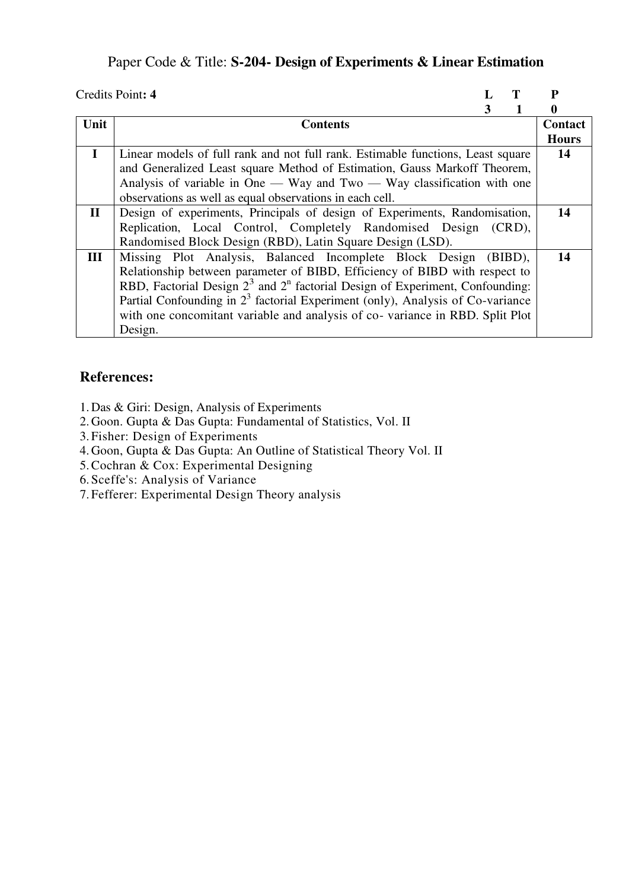Paper Code & Title: **S-204- Design of Experiments & Linear Estimation**

Credits Point**: 4**

| L | T | P |
|---|---|---|
| 3 | 1 | 0 |

| Unit | Contents | Contact Hours |
|---|---|---|
| I | Linear models of full rank and not full rank. Estimable functions, Least square and Generalized Least square Method of Estimation, Gauss Markoff Theorem, Analysis of variable in One — Way and Two — Way classification with one observations as well as equal observations in each cell. | 14 |
| II | Design of experiments, Principals of design of Experiments, Randomisation, Replication, Local Control, Completely Randomised Design (CRD), Randomised Block Design (RBD), Latin Square Design (LSD). | 14 |
| III | Missing Plot Analysis, Balanced Incomplete Block Design (BIBD), Relationship between parameter of BIBD, Efficiency of BIBD with respect to RBD, Factorial Design $2^3$ and $2^n$ factorial Design of Experiment, Confounding: Partial Confounding in $2^3$ factorial Experiment (only), Analysis of Co-variance with one concomitant variable and analysis of co- variance in RBD. Split Plot Design. | 14 |

## References:

1. Das & Giri: Design, Analysis of Experiments
2. Goon. Gupta & Das Gupta: Fundamental of Statistics, Vol. II
3. Fisher: Design of Experiments
4. Goon, Gupta & Das Gupta: An Outline of Statistical Theory Vol. II
5. Cochran & Cox: Experimental Designing
6. Sceffe's: Analysis of Variance
7. Fefferer: Experimental Design Theory analysis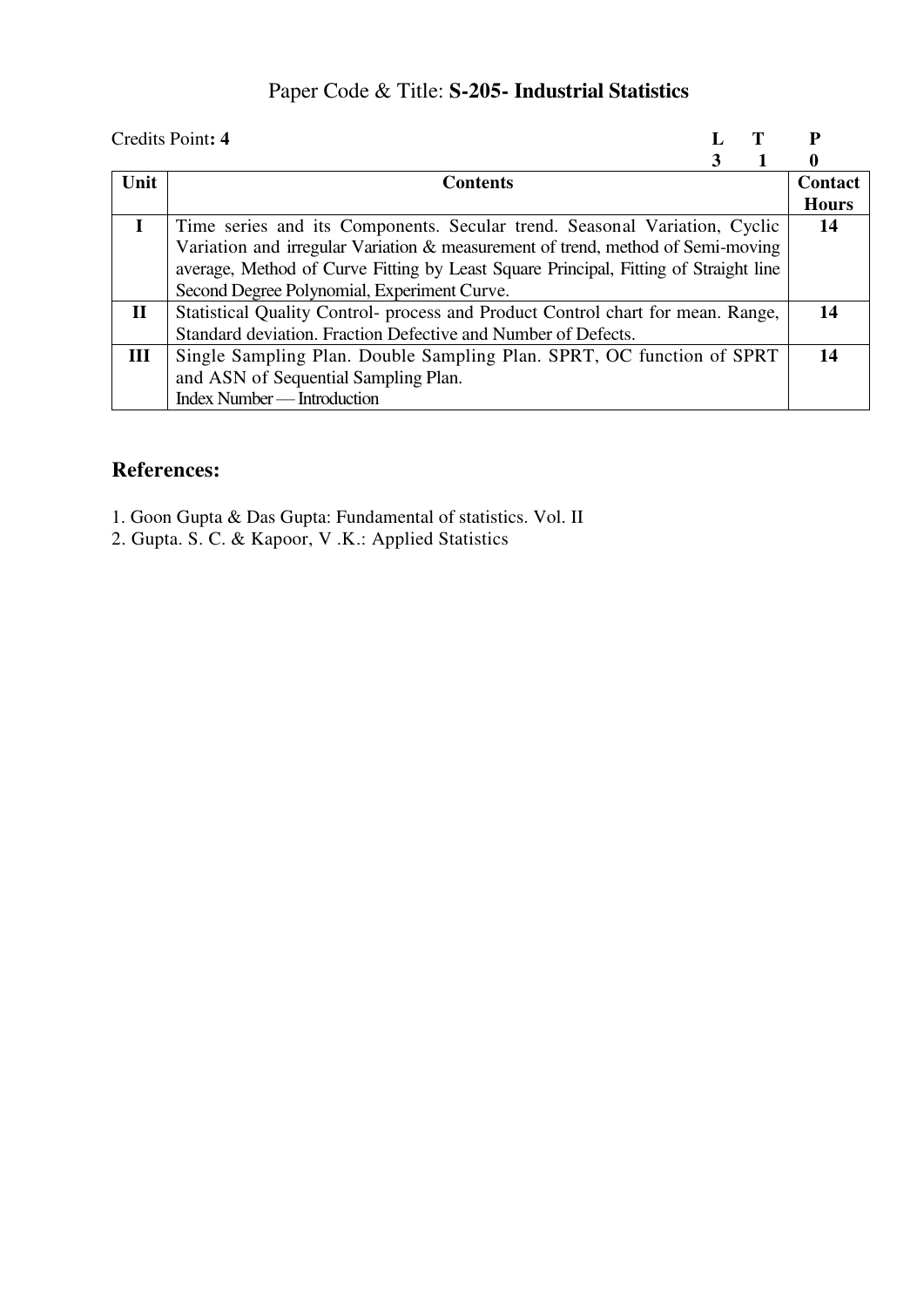# Paper Code & Title: **S-205- Industrial Statistics**

Credits Point**: 4**

| L | T | P |
|---|---|---|
| 3 | 1 | 0 |

| Unit | Contents | Contact Hours |
|---|---|---|
| **I** | Time series and its Components. Secular trend. Seasonal Variation, Cyclic Variation and irregular Variation & measurement of trend, method of Semi-moving average, Method of Curve Fitting by Least Square Principal, Fitting of Straight line Second Degree Polynomial, Experiment Curve. | **14** |
| **II** | Statistical Quality Control- process and Product Control chart for mean. Range, Standard deviation. Fraction Defective and Number of Defects. | **14** |
| **III** | Single Sampling Plan. Double Sampling Plan. SPRT, OC function of SPRT and ASN of Sequential Sampling Plan. Index Number — Introduction | **14** |

## References:

1. Goon Gupta & Das Gupta: Fundamental of statistics. Vol. II
2. Gupta. S. C. & Kapoor, V .K.: Applied Statistics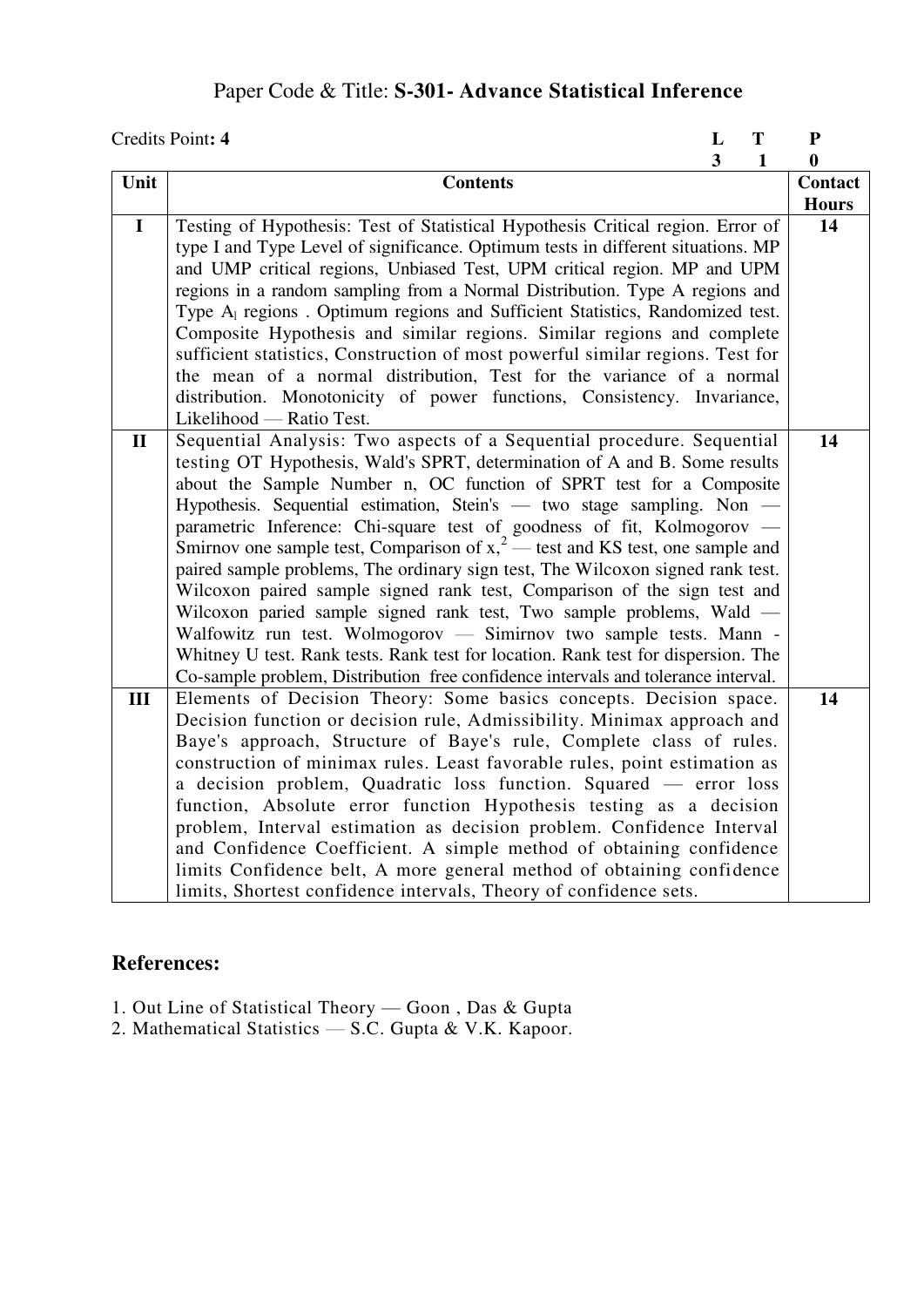# Paper Code & Title: **S-301- Advance Statistical Inference**

Credits Point**: 4**

| L | T | P |
|---|---|---|
| 3 | 1 | 0 |

| Unit | Contents | Contact Hours |
|---|---|---|
| **I** | Testing of Hypothesis: Test of Statistical Hypothesis Critical region. Error of type I and Type Level of significance. Optimum tests in different situations. MP and UMP critical regions, Unbiased Test, UPM critical region. MP and UPM regions in a random sampling from a Normal Distribution. Type A regions and Type $A_l$ regions . Optimum regions and Sufficient Statistics, Randomized test. Composite Hypothesis and similar regions. Similar regions and complete sufficient statistics, Construction of most powerful similar regions. Test for the mean of a normal distribution, Test for the variance of a normal distribution. Monotonicity of power functions, Consistency. Invariance, Likelihood — Ratio Test. | **14** |
| **II** | Sequential Analysis: Two aspects of a Sequential procedure. Sequential testing OT Hypothesis, Wald's SPRT, determination of A and B. Some results about the Sample Number n, OC function of SPRT test for a Composite Hypothesis. Sequential estimation, Stein's — two stage sampling. Non — parametric Inference: Chi-square test of goodness of fit, Kolmogorov — Smirnov one sample test, Comparison of $x,^2$ — test and KS test, one sample and paired sample problems, The ordinary sign test, The Wilcoxon signed rank test. Wilcoxon paired sample signed rank test, Comparison of the sign test and Wilcoxon paried sample signed rank test, Two sample problems, Wald — Walfowitz run test. Wolmogorov — Simirnov two sample tests. Mann - Whitney U test. Rank tests. Rank test for location. Rank test for dispersion. The Co-sample problem, Distribution free confidence intervals and tolerance interval. | **14** |
| **III** | Elements of Decision Theory: Some basics concepts. Decision space. Decision function or decision rule, Admissibility. Minimax approach and Baye's approach, Structure of Baye's rule, Complete class of rules. construction of minimax rules. Least favorable rules, point estimation as a decision problem, Quadratic loss function. Squared — error loss function, Absolute error function Hypothesis testing as a decision problem, Interval estimation as decision problem. Confidence Interval and Confidence Coefficient. A simple method of obtaining confidence limits Confidence belt, A more general method of obtaining confidence limits, Shortest confidence intervals, Theory of confidence sets. | **14** |

## References:

1. Out Line of Statistical Theory — Goon , Das & Gupta
2. Mathematical Statistics — S.C. Gupta & V.K. Kapoor.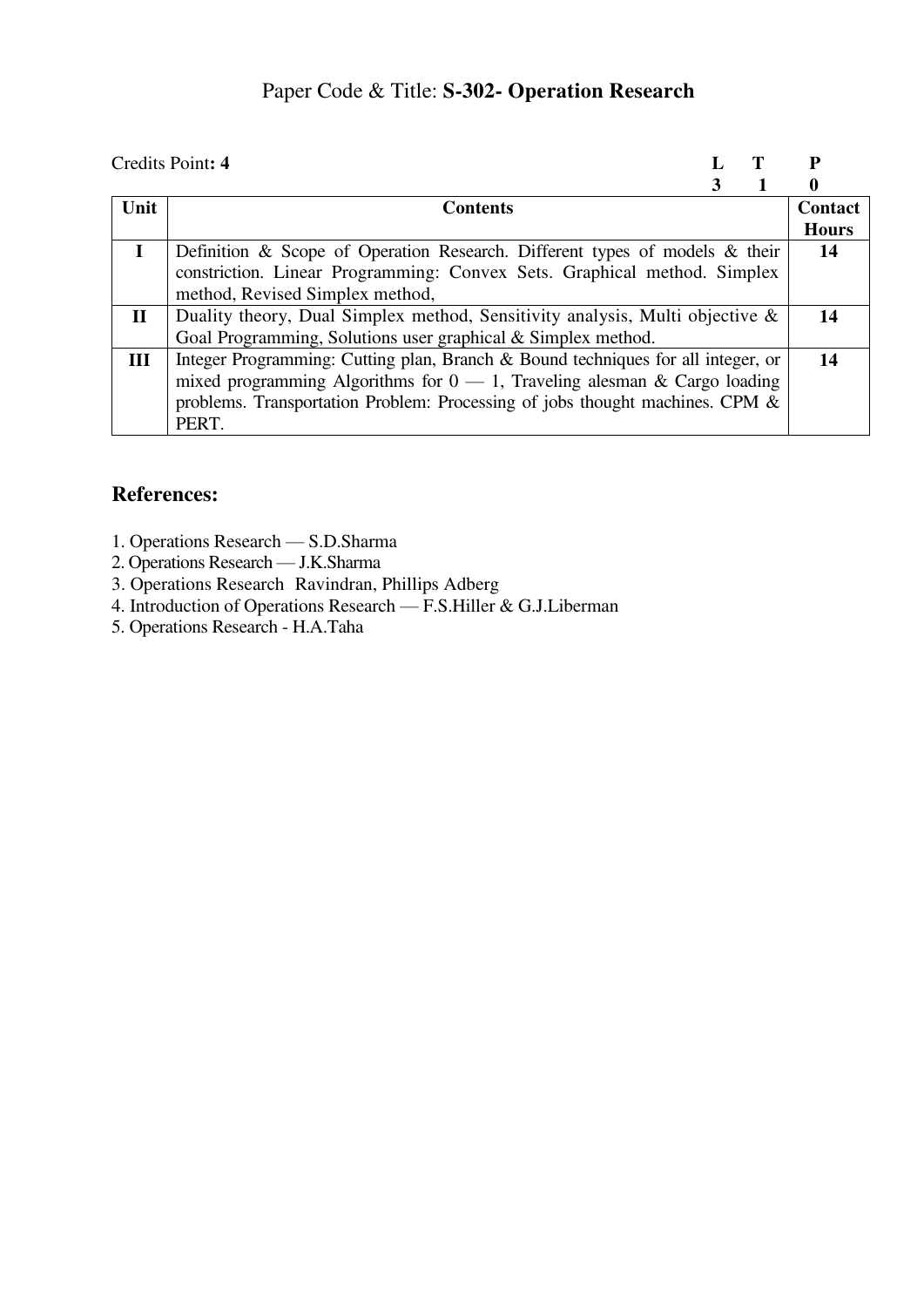Paper Code & Title: **S-302- Operation Research**

Credits Point**: 4**

| L | T | P |
|---|---|---|
| 3 | 1 | 0 |

| Unit | Contents | Contact Hours |
|---|---|---|
| I | Definition & Scope of Operation Research. Different types of models & their constriction. Linear Programming: Convex Sets. Graphical method. Simplex method, Revised Simplex method, | 14 |
| II | Duality theory, Dual Simplex method, Sensitivity analysis, Multi objective & Goal Programming, Solutions user graphical & Simplex method. | 14 |
| III | Integer Programming: Cutting plan, Branch & Bound techniques for all integer, or mixed programming Algorithms for 0 — 1, Traveling alesman & Cargo loading problems. Transportation Problem: Processing of jobs thought machines. CPM & PERT. | 14 |

## References:

1. Operations Research — S.D.Sharma
2. Operations Research — J.K.Sharma
3. Operations Research Ravindran, Phillips Adberg
4. Introduction of Operations Research — F.S.Hiller & G.J.Liberman
5. Operations Research - H.A.Taha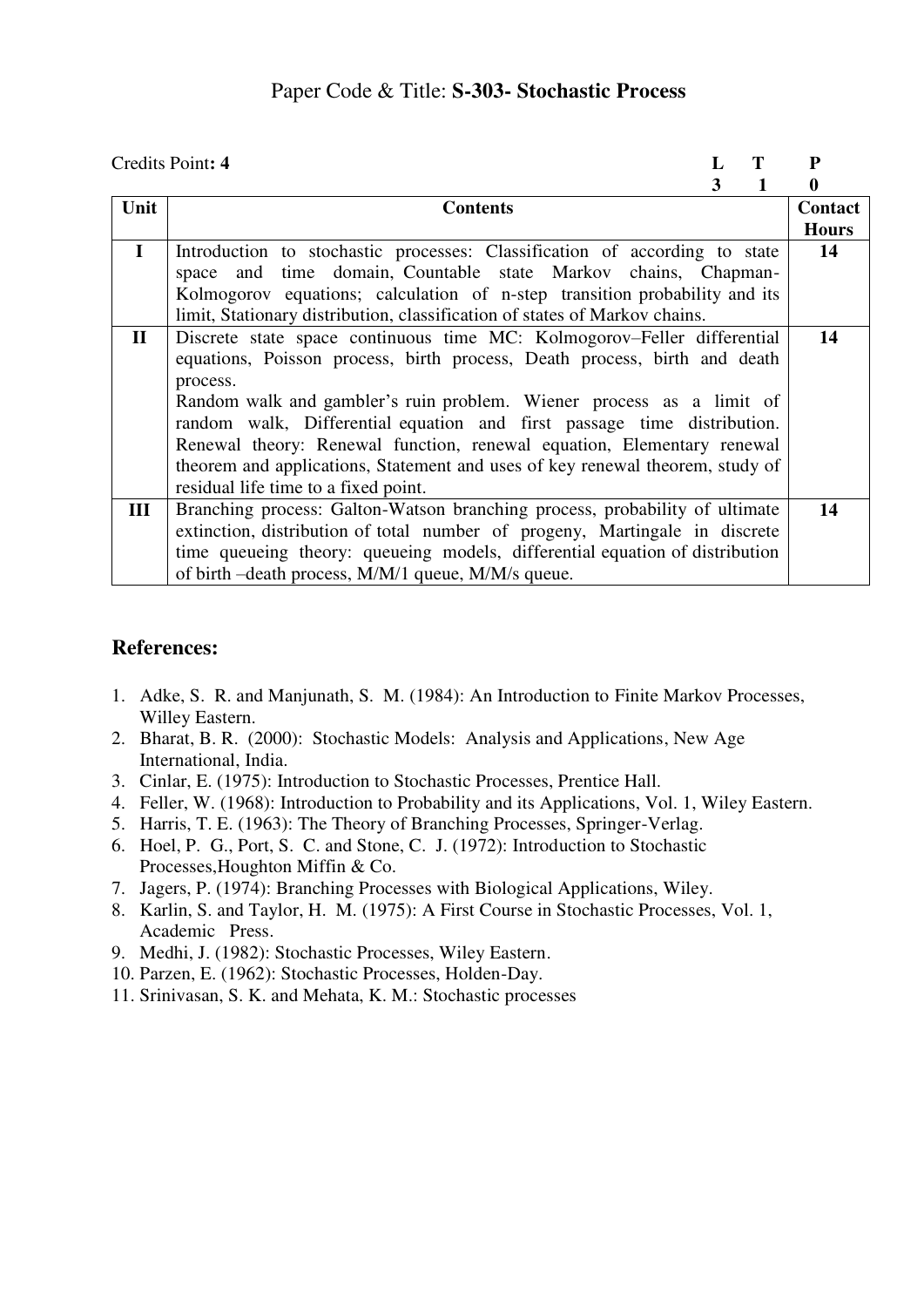Paper Code & Title: **S-303- Stochastic Process**

Credits Point**: 4**

| L | T | P |
|---|---|---|
| 3 | 1 | 0 |

| Unit | Contents | Contact Hours |
|---|---|---|
| I | Introduction to stochastic processes: Classification of according to state space and time domain, Countable state Markov chains, Chapman-Kolmogorov equations; calculation of n-step transition probability and its limit, Stationary distribution, classification of states of Markov chains. | 14 |
| II | Discrete state space continuous time MC: Kolmogorov–Feller differential equations, Poisson process, birth process, Death process, birth and death process.<br>Random walk and gambler's ruin problem. Wiener process as a limit of random walk, Differential equation and first passage time distribution. Renewal theory: Renewal function, renewal equation, Elementary renewal theorem and applications, Statement and uses of key renewal theorem, study of residual life time to a fixed point. | 14 |
| III | Branching process: Galton-Watson branching process, probability of ultimate extinction, distribution of total number of progeny, Martingale in discrete time queueing theory: queueing models, differential equation of distribution of birth –death process, M/M/1 queue, M/M/s queue. | 14 |

## References:

1. Adke, S. R. and Manjunath, S. M. (1984): An Introduction to Finite Markov Processes, Willey Eastern.
2. Bharat, B. R. (2000): Stochastic Models: Analysis and Applications, New Age International, India.
3. Cinlar, E. (1975): Introduction to Stochastic Processes, Prentice Hall.
4. Feller, W. (1968): Introduction to Probability and its Applications, Vol. 1, Wiley Eastern.
5. Harris, T. E. (1963): The Theory of Branching Processes, Springer-Verlag.
6. Hoel, P. G., Port, S. C. and Stone, C. J. (1972): Introduction to Stochastic Processes,Houghton Miffin & Co.
7. Jagers, P. (1974): Branching Processes with Biological Applications, Wiley.
8. Karlin, S. and Taylor, H. M. (1975): A First Course in Stochastic Processes, Vol. 1, Academic Press.
9. Medhi, J. (1982): Stochastic Processes, Wiley Eastern.
10. Parzen, E. (1962): Stochastic Processes, Holden-Day.
11. Srinivasan, S. K. and Mehata, K. M.: Stochastic processes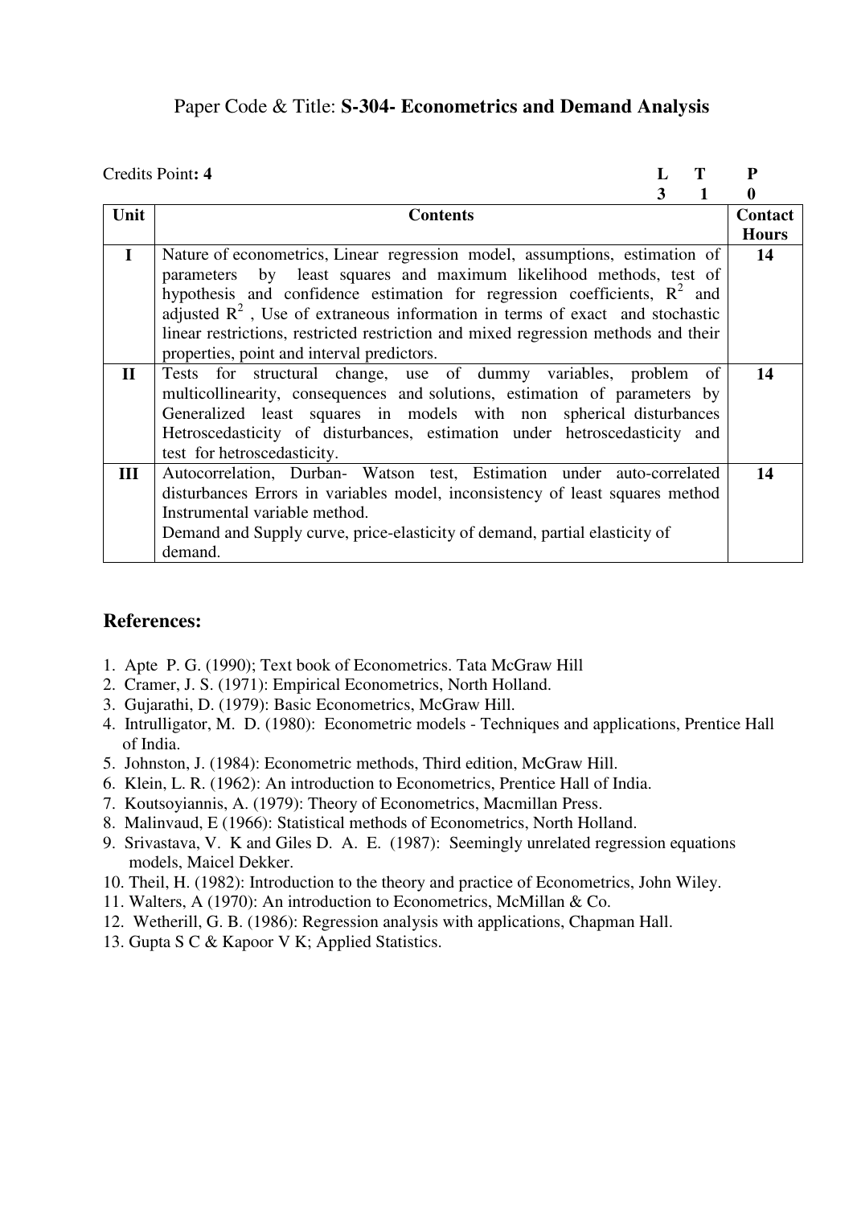Paper Code & Title: **S-304- Econometrics and Demand Analysis**

| Credits Point: **4** | | **L** | **T** | **P** |
|---|---|---|---|---|
| | | **3** | **1** | **0** |

| Unit | Contents | Contact Hours |
|---|---|---|
| **I** | Nature of econometrics, Linear regression model, assumptions, estimation of parameters by least squares and maximum likelihood methods, test of hypothesis and confidence estimation for regression coefficients, $R^2$ and adjusted $R^2$ , Use of extraneous information in terms of exact and stochastic linear restrictions, restricted restriction and mixed regression methods and their properties, point and interval predictors. | **14** |
| **II** | Tests for structural change, use of dummy variables, problem of multicollinearity, consequences and solutions, estimation of parameters by Generalized least squares in models with non spherical disturbances Hetroscedasticity of disturbances, estimation under hetroscedasticity and test for hetroscedasticity. | **14** |
| **III** | Autocorrelation, Durban- Watson test, Estimation under auto-correlated disturbances Errors in variables model, inconsistency of least squares method Instrumental variable method. Demand and Supply curve, price-elasticity of demand, partial elasticity of demand. | **14** |

## References:

1. Apte P. G. (1990); Text book of Econometrics. Tata McGraw Hill
2. Cramer, J. S. (1971): Empirical Econometrics, North Holland.
3. Gujarathi, D. (1979): Basic Econometrics, McGraw Hill.
4. Intrulligator, M. D. (1980): Econometric models - Techniques and applications, Prentice Hall of India.
5. Johnston, J. (1984): Econometric methods, Third edition, McGraw Hill.
6. Klein, L. R. (1962): An introduction to Econometrics, Prentice Hall of India.
7. Koutsoyiannis, A. (1979): Theory of Econometrics, Macmillan Press.
8. Malinvaud, E (1966): Statistical methods of Econometrics, North Holland.
9. Srivastava, V. K and Giles D. A. E. (1987): Seemingly unrelated regression equations models, Maicel Dekker.
10. Theil, H. (1982): Introduction to the theory and practice of Econometrics, John Wiley.
11. Walters, A (1970): An introduction to Econometrics, McMillan & Co.
12. Wetherill, G. B. (1986): Regression analysis with applications, Chapman Hall.
13. Gupta S C & Kapoor V K; Applied Statistics.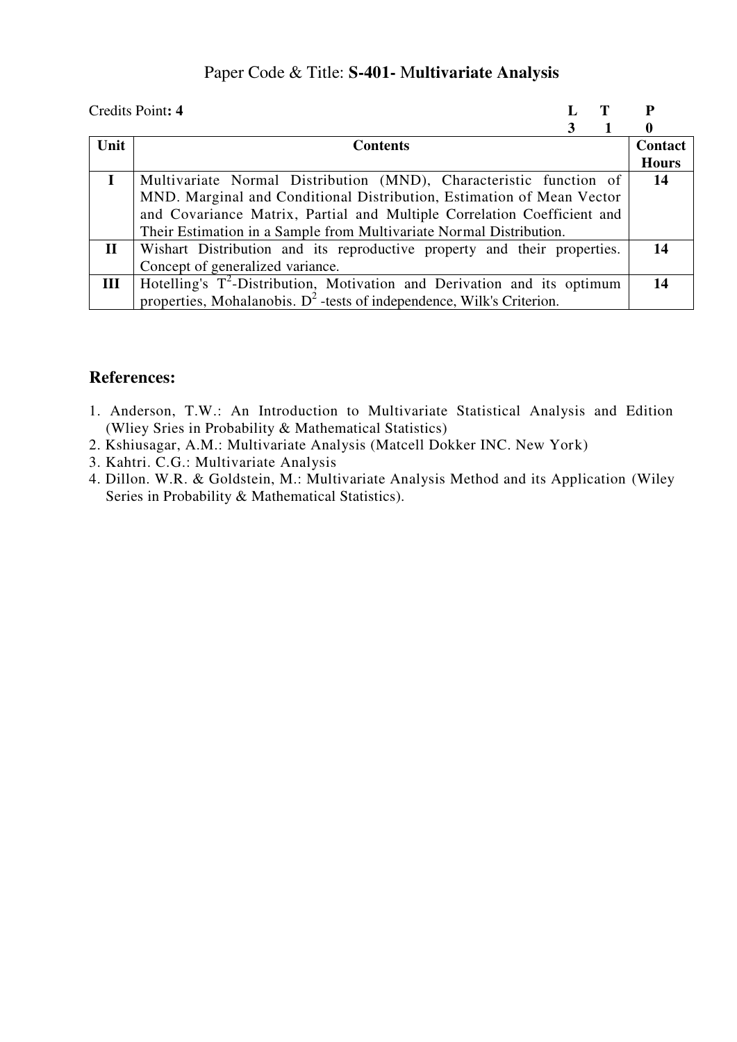# Paper Code & Title: **S-401- Multivariate Analysis**

Credits Point**: 4**

| L | T | P |
|---|---|---|
| **3** | **1** | **0** |

| Unit | Contents | Contact Hours |
|---|---|---|
| **I** | Multivariate Normal Distribution (MND), Characteristic function of MND. Marginal and Conditional Distribution, Estimation of Mean Vector and Covariance Matrix, Partial and Multiple Correlation Coefficient and Their Estimation in a Sample from Multivariate Normal Distribution. | **14** |
| **II** | Wishart Distribution and its reproductive property and their properties. Concept of generalized variance. | **14** |
| **III** | Hotelling's $T^2$-Distribution, Motivation and Derivation and its optimum properties, Mohalanobis. $D^2$ -tests of independence, Wilk's Criterion. | **14** |

## References:

1. Anderson, T.W.: An Introduction to Multivariate Statistical Analysis and Edition (Wliey Sries in Probability & Mathematical Statistics)
2. Kshiusagar, A.M.: Multivariate Analysis (Matcell Dokker INC. New York)
3. Kahtri. C.G.: Multivariate Analysis
4. Dillon. W.R. & Goldstein, M.: Multivariate Analysis Method and its Application (Wiley Series in Probability & Mathematical Statistics).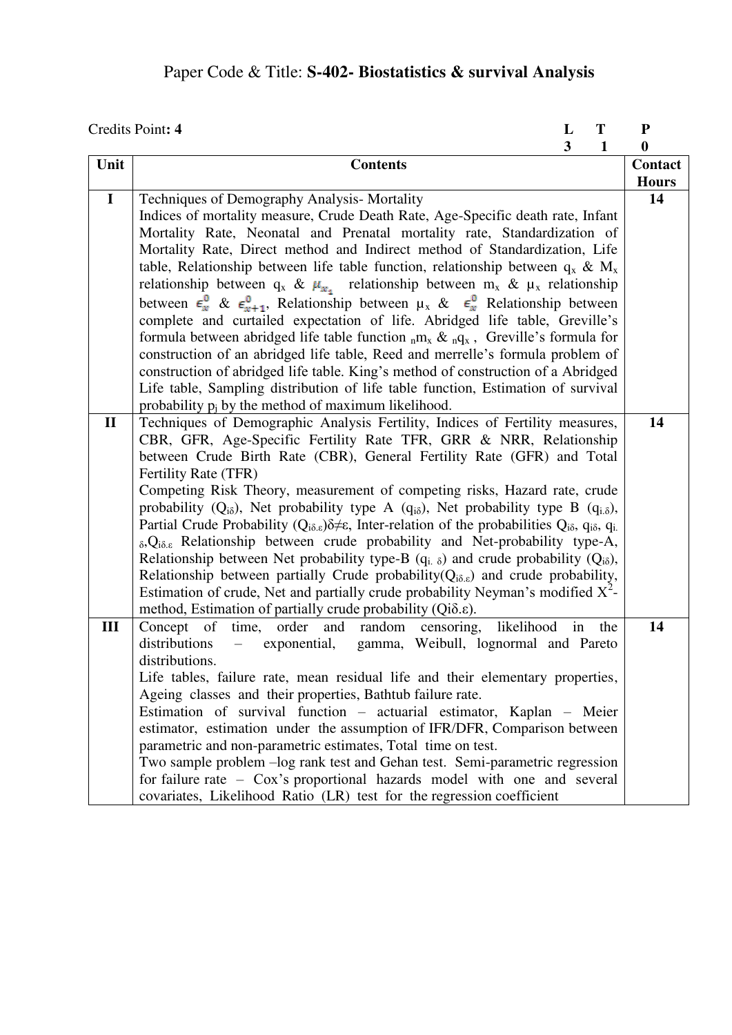Paper Code & Title: **S-402- Biostatistics & survival Analysis**

Credits Point**: 4**

| L | T | P |
|---|---|---|
| **3** | **1** | **0** |

| Unit | Contents | Contact Hours |
|---|---|---|
| **I** | Techniques of Demography Analysis- Mortality<br>Indices of mortality measure, Crude Death Rate, Age-Specific death rate, Infant Mortality Rate, Neonatal and Prenatal mortality rate, Standardization of Mortality Rate, Direct method and Indirect method of Standardization, Life table, Relationship between life table function, relationship between $q_x$ & $M_x$ relationship between $q_x$ & $\mu_{x_1}$ relationship between $m_x$ & $\mu_x$ relationship between $e_x^0$ & $e_{x+1}^0$, Relationship between $\mu_x$ & $e_x^0$ Relationship between complete and curtailed expectation of life. Abridged life table, Greville's formula between abridged life table function ${}_nm_x$ & ${}_nq_x$, Greville's formula for construction of an abridged life table, Reed and merrelle's formula problem of construction of abridged life table. King's method of construction of a Abridged Life table, Sampling distribution of life table function, Estimation of survival probability $p_j$ by the method of maximum likelihood. | **14** |
| **II** | Techniques of Demographic Analysis Fertility, Indices of Fertility measures, CBR, GFR, Age-Specific Fertility Rate TFR, GRR & NRR, Relationship between Crude Birth Rate (CBR), General Fertility Rate (GFR) and Total Fertility Rate (TFR)<br>Competing Risk Theory, measurement of competing risks, Hazard rate, crude probability ($Q_{i\delta}$), Net probability type A ($q_{i\delta}$), Net probability type B ($q_{i.\delta}$), Partial Crude Probability ($Q_{i\delta.\varepsilon}$)$\delta \neq \varepsilon$, Inter-relation of the probabilities $Q_{i\delta}$, $q_{i\delta}$, $q_{i.\delta}$,$Q_{i\delta.\varepsilon}$ Relationship between crude probability and Net-probability type-A, Relationship between Net probability type-B ($q_{i.\delta}$) and crude probability ($Q_{i\delta}$), Relationship between partially Crude probability($Q_{i\delta.\varepsilon}$) and crude probability, Estimation of crude, Net and partially crude probability Neyman's modified $X^2$-method, Estimation of partially crude probability ($Qi\delta.\varepsilon$). | **14** |
| **III** | Concept of time, order and random censoring, likelihood in the distributions – exponential, gamma, Weibull, lognormal and Pareto distributions.<br>Life tables, failure rate, mean residual life and their elementary properties, Ageing classes and their properties, Bathtub failure rate.<br>Estimation of survival function – actuarial estimator, Kaplan – Meier estimator, estimation under the assumption of IFR/DFR, Comparison between parametric and non-parametric estimates, Total time on test.<br>Two sample problem –log rank test and Gehan test. Semi-parametric regression for failure rate – Cox's proportional hazards model with one and several covariates, Likelihood Ratio (LR) test for the regression coefficient | **14** |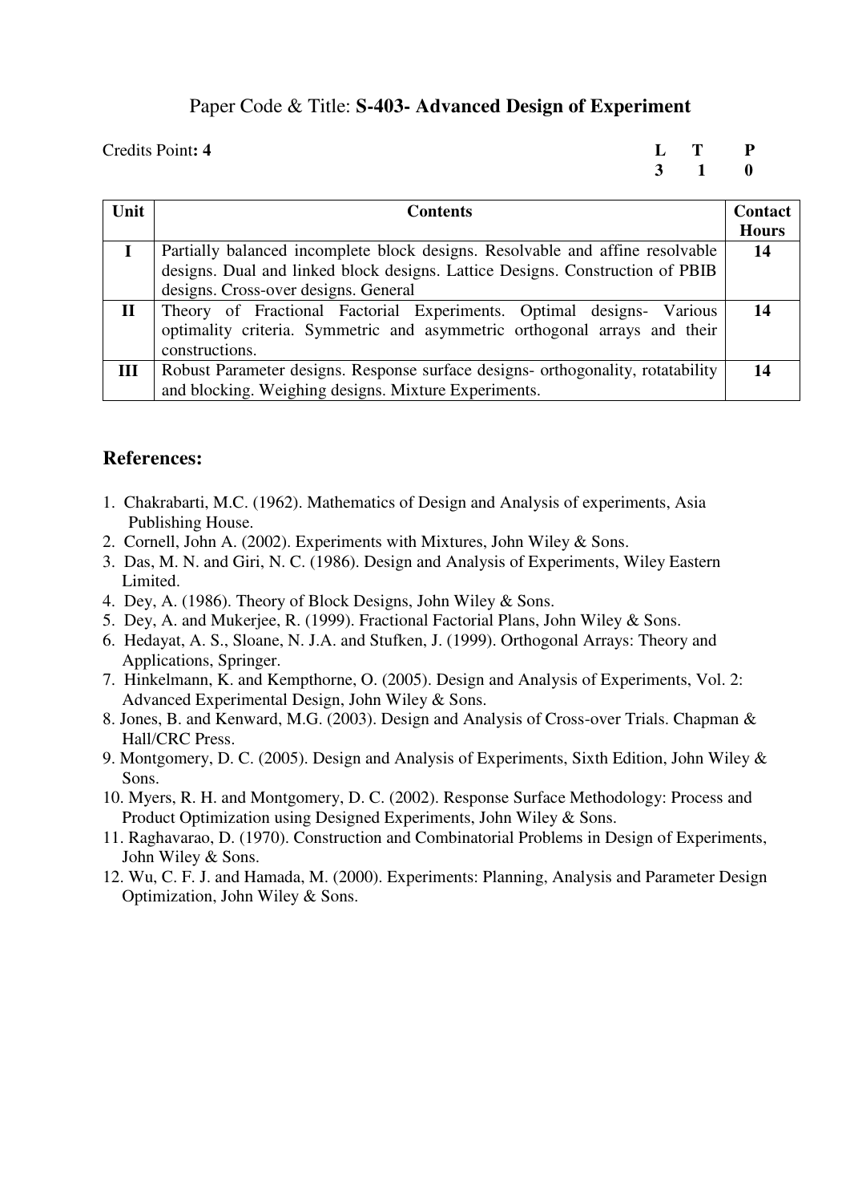Paper Code & Title: **S-403- Advanced Design of Experiment**

Credits Point**: 4**

| **L** | **T** | **P** |
|---|---|---|
| **3** | **1** | **0** |

| Unit | Contents | Contact Hours |
|---|---|---|
| **I** | Partially balanced incomplete block designs. Resolvable and affine resolvable designs. Dual and linked block designs. Lattice Designs. Construction of PBIB designs. Cross-over designs. General | **14** |
| **II** | Theory of Fractional Factorial Experiments. Optimal designs- Various optimality criteria. Symmetric and asymmetric orthogonal arrays and their constructions. | **14** |
| **III** | Robust Parameter designs. Response surface designs- orthogonality, rotatability and blocking. Weighing designs. Mixture Experiments. | **14** |

## References:

1. Chakrabarti, M.C. (1962). Mathematics of Design and Analysis of experiments, Asia Publishing House.
2. Cornell, John A. (2002). Experiments with Mixtures, John Wiley & Sons.
3. Das, M. N. and Giri, N. C. (1986). Design and Analysis of Experiments, Wiley Eastern Limited.
4. Dey, A. (1986). Theory of Block Designs, John Wiley & Sons.
5. Dey, A. and Mukerjee, R. (1999). Fractional Factorial Plans, John Wiley & Sons.
6. Hedayat, A. S., Sloane, N. J.A. and Stufken, J. (1999). Orthogonal Arrays: Theory and Applications, Springer.
7. Hinkelmann, K. and Kempthorne, O. (2005). Design and Analysis of Experiments, Vol. 2: Advanced Experimental Design, John Wiley & Sons.
8. Jones, B. and Kenward, M.G. (2003). Design and Analysis of Cross-over Trials. Chapman & Hall/CRC Press.
9. Montgomery, D. C. (2005). Design and Analysis of Experiments, Sixth Edition, John Wiley & Sons.
10. Myers, R. H. and Montgomery, D. C. (2002). Response Surface Methodology: Process and Product Optimization using Designed Experiments, John Wiley & Sons.
11. Raghavarao, D. (1970). Construction and Combinatorial Problems in Design of Experiments, John Wiley & Sons.
12. Wu, C. F. J. and Hamada, M. (2000). Experiments: Planning, Analysis and Parameter Design Optimization, John Wiley & Sons.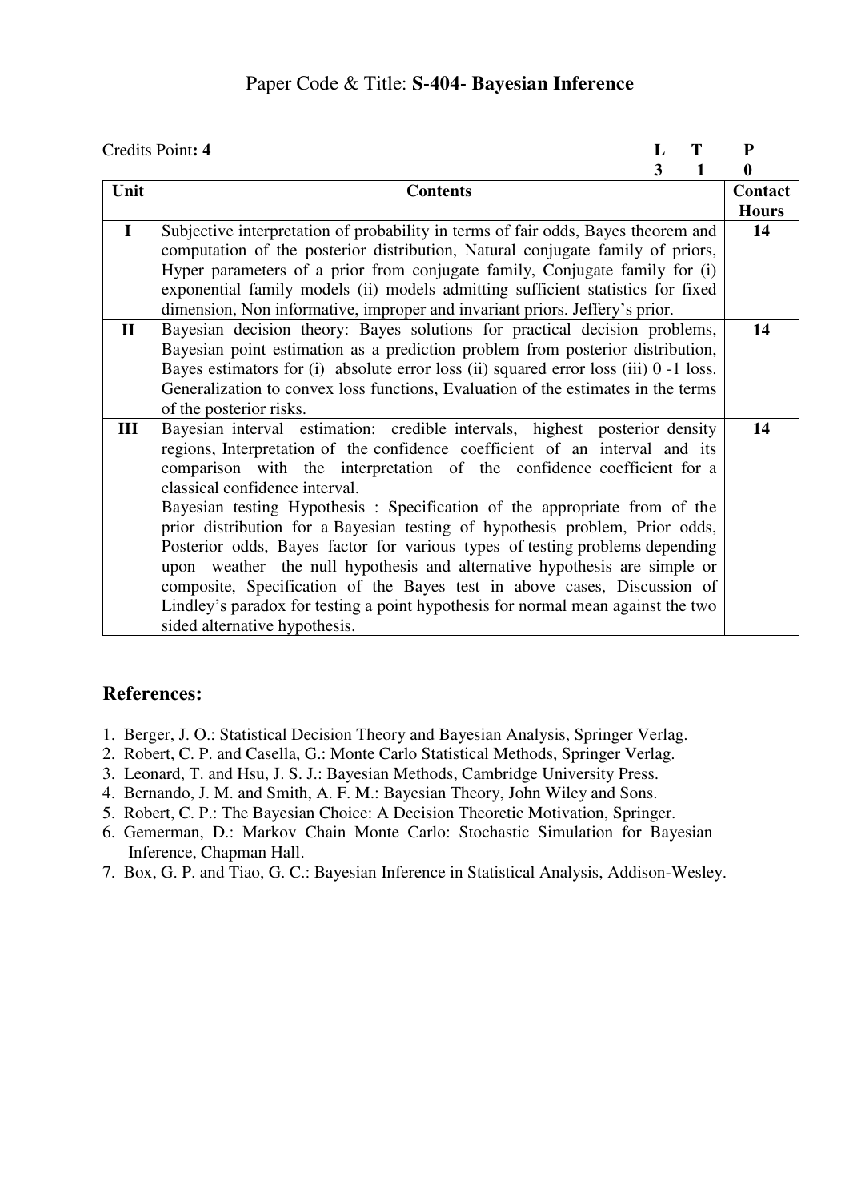Paper Code & Title: **S-404- Bayesian Inference**

Credits Point**: 4**

| | L | T | P |
|---|---|---|---|
| | **3** | **1** | **0** |

| Unit | Contents | Contact Hours |
|---|---|---|
| **I** | Subjective interpretation of probability in terms of fair odds, Bayes theorem and computation of the posterior distribution, Natural conjugate family of priors, Hyper parameters of a prior from conjugate family, Conjugate family for (i) exponential family models (ii) models admitting sufficient statistics for fixed dimension, Non informative, improper and invariant priors. Jeffery's prior. | **14** |
| **II** | Bayesian decision theory: Bayes solutions for practical decision problems, Bayesian point estimation as a prediction problem from posterior distribution, Bayes estimators for (i) absolute error loss (ii) squared error loss (iii) 0 -1 loss. Generalization to convex loss functions, Evaluation of the estimates in the terms of the posterior risks. | **14** |
| **III** | Bayesian interval estimation: credible intervals, highest posterior density regions, Interpretation of the confidence coefficient of an interval and its comparison with the interpretation of the confidence coefficient for a classical confidence interval.<br>Bayesian testing Hypothesis : Specification of the appropriate from of the prior distribution for a Bayesian testing of hypothesis problem, Prior odds, Posterior odds, Bayes factor for various types of testing problems depending upon weather the null hypothesis and alternative hypothesis are simple or composite, Specification of the Bayes test in above cases, Discussion of Lindley's paradox for testing a point hypothesis for normal mean against the two sided alternative hypothesis. | **14** |

## References:

1. Berger, J. O.: Statistical Decision Theory and Bayesian Analysis, Springer Verlag.
2. Robert, C. P. and Casella, G.: Monte Carlo Statistical Methods, Springer Verlag.
3. Leonard, T. and Hsu, J. S. J.: Bayesian Methods, Cambridge University Press.
4. Bernando, J. M. and Smith, A. F. M.: Bayesian Theory, John Wiley and Sons.
5. Robert, C. P.: The Bayesian Choice: A Decision Theoretic Motivation, Springer.
6. Gemerman, D.: Markov Chain Monte Carlo: Stochastic Simulation for Bayesian Inference, Chapman Hall.
7. Box, G. P. and Tiao, G. C.: Bayesian Inference in Statistical Analysis, Addison-Wesley.